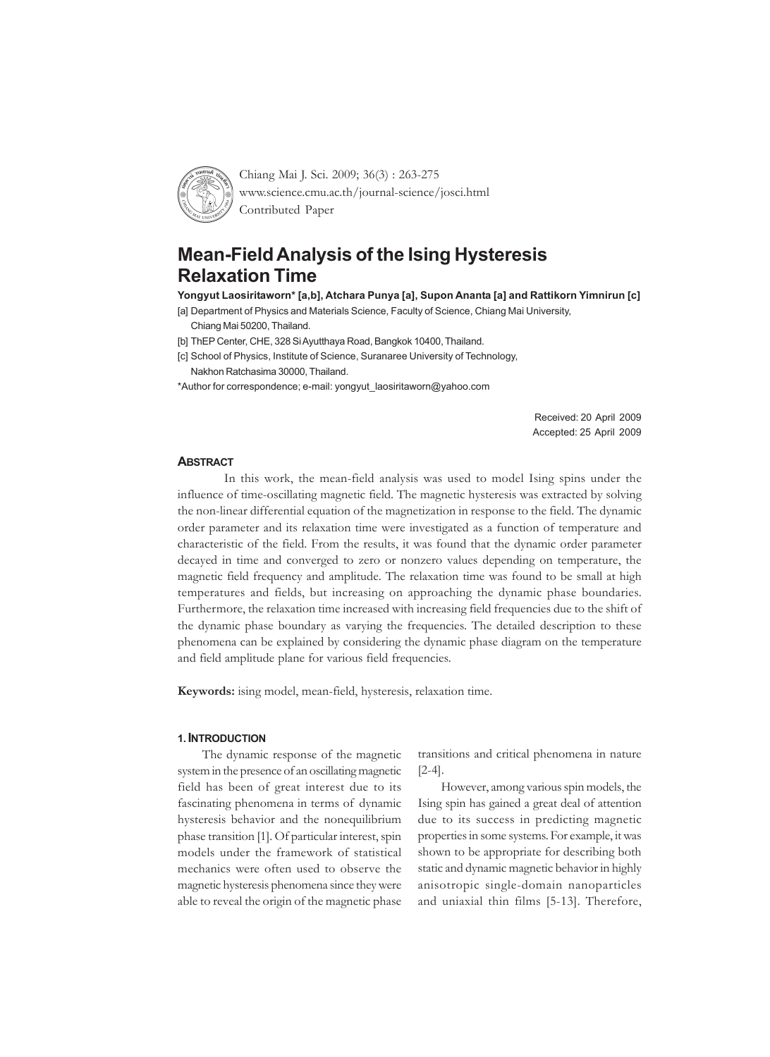Contributed Paper

# Mean-Field Analysis of the Ising Hysteresis Relaxation Time

**Yongyut Laosiritaworn* [a,b], Atchara Punya [a], Supon Ananta [a] and Rattikorn Yimnirun [c]**

[a] Department of Physics and Materials Science, Faculty of Science, Chiang Mai University, Chiang Mai 50200, Thailand.

[b] ThEP Center, CHE, 328 Si Ayutthaya Road, Bangkok 10400, Thailand.

[c] School of Physics, Institute of Science, Suranaree University of Technology, Nakhon Ratchasima 30000, Thailand.

*Author for correspondence; e-mail: yongyut_laosiritaworn@yahoo.com

Received: 20 April 2009
Accepted: 25 April 2009

## ABSTRACT

In this work, the mean-field analysis was used to model Ising spins under the influence of time-oscillating magnetic field. The magnetic hysteresis was extracted by solving the non-linear differential equation of the magnetization in response to the field. The dynamic order parameter and its relaxation time were investigated as a function of temperature and characteristic of the field. From the results, it was found that the dynamic order parameter decayed in time and converged to zero or nonzero values depending on temperature, the magnetic field frequency and amplitude. The relaxation time was found to be small at high temperatures and fields, but increasing on approaching the dynamic phase boundaries. Furthermore, the relaxation time increased with increasing field frequencies due to the shift of the dynamic phase boundary as varying the frequencies. The detailed description to these phenomena can be explained by considering the dynamic phase diagram on the temperature and field amplitude plane for various field frequencies.

**Keywords:** ising model, mean-field, hysteresis, relaxation time.

## 1. INTRODUCTION

The dynamic response of the magnetic system in the presence of an oscillating magnetic field has been of great interest due to its fascinating phenomena in terms of dynamic hysteresis behavior and the nonequilibrium phase transition [1]. Of particular interest, spin models under the framework of statistical mechanics were often used to observe the magnetic hysteresis phenomena since they were able to reveal the origin of the magnetic phase transitions and critical phenomena in nature [2-4].

However, among various spin models, the Ising spin has gained a great deal of attention due to its success in predicting magnetic properties in some systems. For example, it was shown to be appropriate for describing both static and dynamic magnetic behavior in highly anisotropic single-domain nanoparticles and uniaxial thin films [5-13]. Therefore,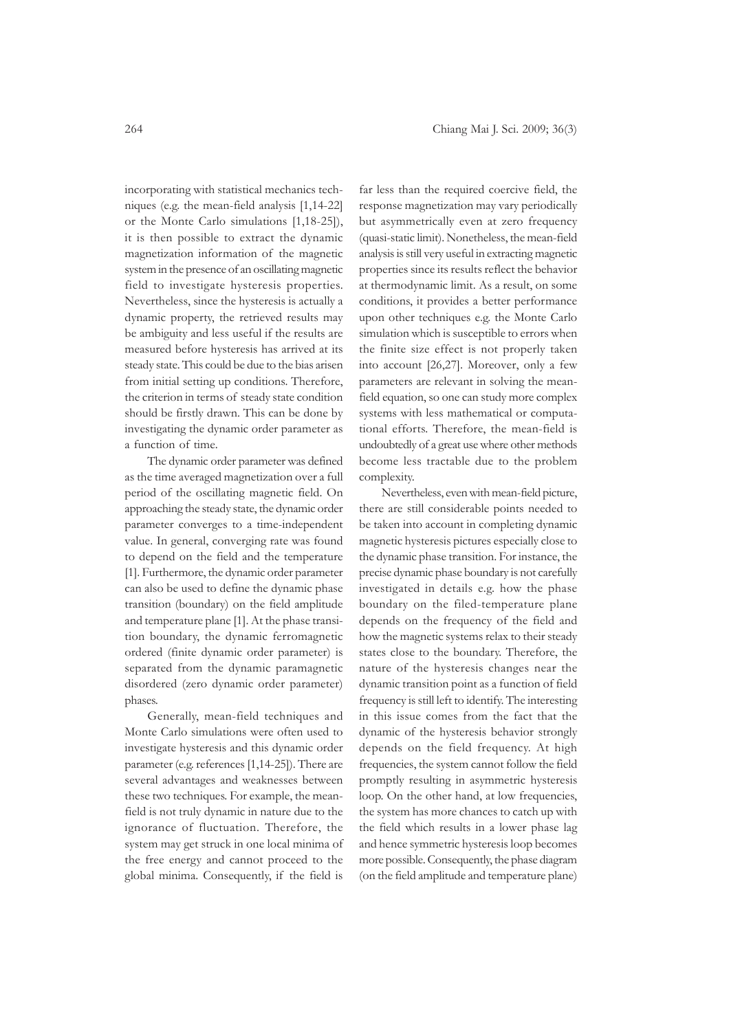incorporating with statistical mechanics techniques (e.g. the mean-field analysis [1,14-22] or the Monte Carlo simulations [1,18-25]), it is then possible to extract the dynamic magnetization information of the magnetic system in the presence of an oscillating magnetic field to investigate hysteresis properties. Nevertheless, since the hysteresis is actually a dynamic property, the retrieved results may be ambiguity and less useful if the results are measured before hysteresis has arrived at its steady state. This could be due to the bias arisen from initial setting up conditions. Therefore, the criterion in terms of steady state condition should be firstly drawn. This can be done by investigating the dynamic order parameter as a function of time.

The dynamic order parameter was defined as the time averaged magnetization over a full period of the oscillating magnetic field. On approaching the steady state, the dynamic order parameter converges to a time-independent value. In general, converging rate was found to depend on the field and the temperature [1]. Furthermore, the dynamic order parameter can also be used to define the dynamic phase transition (boundary) on the field amplitude and temperature plane [1]. At the phase transition boundary, the dynamic ferromagnetic ordered (finite dynamic order parameter) is separated from the dynamic paramagnetic disordered (zero dynamic order parameter) phases.

Generally, mean-field techniques and Monte Carlo simulations were often used to investigate hysteresis and this dynamic order parameter (e.g. references [1,14-25]). There are several advantages and weaknesses between these two techniques. For example, the mean-field is not truly dynamic in nature due to the ignorance of fluctuation. Therefore, the system may get struck in one local minima of the free energy and cannot proceed to the global minima. Consequently, if the field is far less than the required coercive field, the response magnetization may vary periodically but asymmetrically even at zero frequency (quasi-static limit). Nonetheless, the mean-field analysis is still very useful in extracting magnetic properties since its results reflect the behavior at thermodynamic limit. As a result, on some conditions, it provides a better performance upon other techniques e.g. the Monte Carlo simulation which is susceptible to errors when the finite size effect is not properly taken into account [26,27]. Moreover, only a few parameters are relevant in solving the mean-field equation, so one can study more complex systems with less mathematical or computational efforts. Therefore, the mean-field is undoubtedly of a great use where other methods become less tractable due to the problem complexity.

Nevertheless, even with mean-field picture, there are still considerable points needed to be taken into account in completing dynamic magnetic hysteresis pictures especially close to the dynamic phase transition. For instance, the precise dynamic phase boundary is not carefully investigated in details e.g. how the phase boundary on the filed-temperature plane depends on the frequency of the field and how the magnetic systems relax to their steady states close to the boundary. Therefore, the nature of the hysteresis changes near the dynamic transition point as a function of field frequency is still left to identify. The interesting in this issue comes from the fact that the dynamic of the hysteresis behavior strongly depends on the field frequency. At high frequencies, the system cannot follow the field promptly resulting in asymmetric hysteresis loop. On the other hand, at low frequencies, the system has more chances to catch up with the field which results in a lower phase lag and hence symmetric hysteresis loop becomes more possible. Consequently, the phase diagram (on the field amplitude and temperature plane)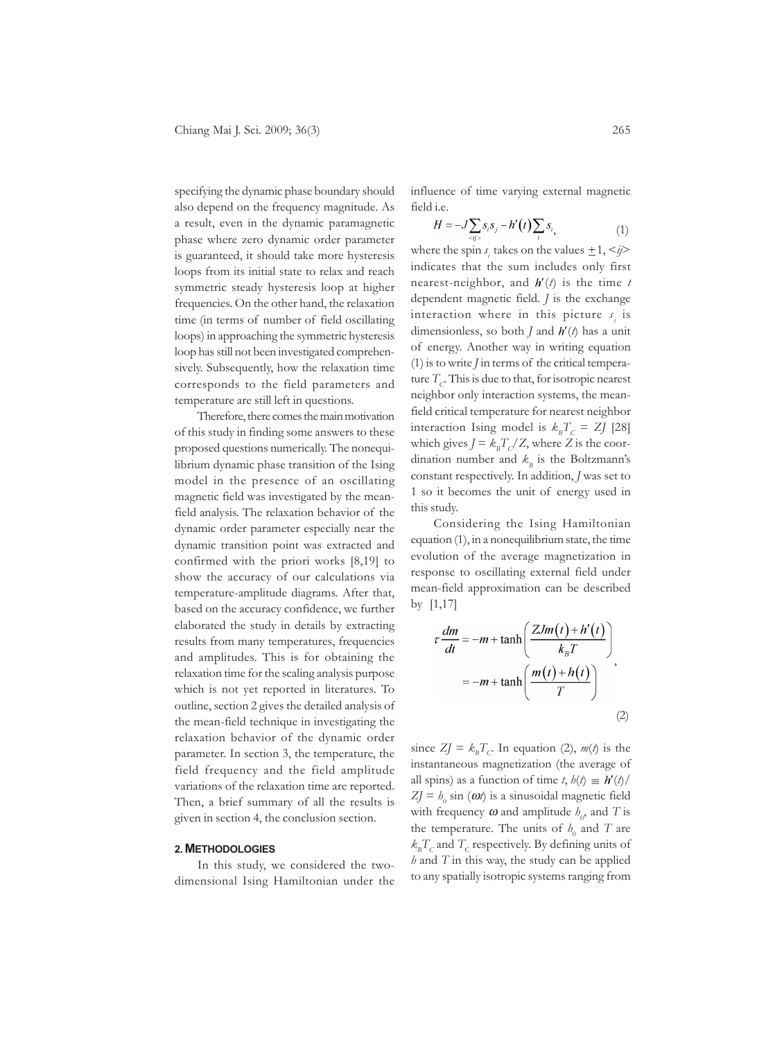specifying the dynamic phase boundary should also depend on the frequency magnitude. As a result, even in the dynamic paramagnetic phase where zero dynamic order parameter is guaranteed, it should take more hysteresis loops from its initial state to relax and reach symmetric steady hysteresis loop at higher frequencies. On the other hand, the relaxation time (in terms of number of field oscillating loops) in approaching the symmetric hysteresis loop has still not been investigated comprehensively. Subsequently, how the relaxation time corresponds to the field parameters and temperature are still left in questions.

Therefore, there comes the main motivation of this study in finding some answers to these proposed questions numerically. The nonequilibrium dynamic phase transition of the Ising model in the presence of an oscillating magnetic field was investigated by the mean-field analysis. The relaxation behavior of the dynamic order parameter especially near the dynamic transition point was extracted and confirmed with the priori works [8,19] to show the accuracy of our calculations via temperature-amplitude diagrams. After that, based on the accuracy confidence, we further elaborated the study in details by extracting results from many temperatures, frequencies and amplitudes. This is for obtaining the relaxation time for the scaling analysis purpose which is not yet reported in literatures. To outline, section 2 gives the detailed analysis of the mean-field technique in investigating the relaxation behavior of the dynamic order parameter. In section 3, the temperature, the field frequency and the field amplitude variations of the relaxation time are reported. Then, a brief summary of all the results is given in section 4, the conclusion section.

## 2. METHODOLOGIES

In this study, we considered the two-dimensional Ising Hamiltonian under the influence of time varying external magnetic field i.e.

$$H = -J\sum_{<ij>} s_i s_j - h'(t)\sum_i s_i, \tag{1}$$

where the spin $s_i$ takes on the values $\pm 1$, $<ij>$ indicates that the sum includes only first nearest-neighbor, and $h'(t)$ is the time $t$ dependent magnetic field. $J$ is the exchange interaction where in this picture $s_i$ is dimensionless, so both $J$ and $h'(t)$ has a unit of energy. Another way in writing equation (1) is to write $J$ in terms of the critical temperature $T_C$. This is due to that, for isotropic nearest neighbor only interaction systems, the mean-field critical temperature for nearest neighbor interaction Ising model is $k_B T_C = ZJ$ [28] which gives $J = k_B T_C / Z$, where $Z$ is the coordination number and $k_B$ is the Boltzmann's constant respectively. In addition, $J$ was set to 1 so it becomes the unit of energy used in this study.

Considering the Ising Hamiltonian equation (1), in a nonequilibrium state, the time evolution of the average magnetization in response to oscillating external field under mean-field approximation can be described by [1,17]

$$\begin{aligned} \tau \frac{dm}{dt} &= -m + \tanh\left(\frac{ZJm(t) + h'(t)}{k_B T}\right) \\ &= -m + \tanh\left(\frac{m(t) + h(t)}{T}\right) \end{aligned}, \tag{2}$$

since $ZJ = k_B T_C$. In equation (2), $m(t)$ is the instantaneous magnetization (the average of all spins) as a function of time $t$, $h(t) \equiv h'(t)/ZJ = h_0 \sin(\omega t)$ is a sinusoidal magnetic field with frequency $\omega$ and amplitude $h_0$, and $T$ is the temperature. The units of $h_0$ and $T$ are $k_B T_C$ and $T_C$ respectively. By defining units of $h$ and $T$ in this way, the study can be applied to any spatially isotropic systems ranging from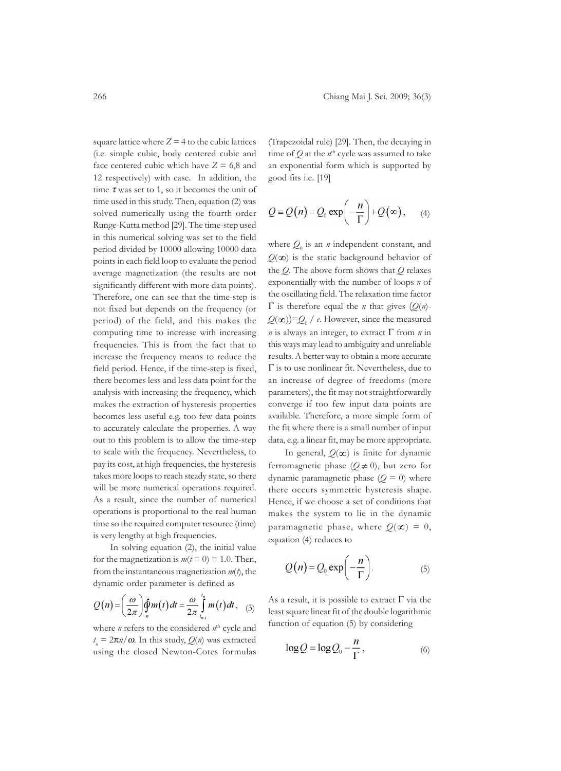square lattice where $Z = 4$ to the cubic lattices (i.e. simple cubic, body centered cubic and face centered cubic which have $Z = 6$,8 and 12 respectively) with ease. In addition, the time $\tau$ was set to 1, so it becomes the unit of time used in this study. Then, equation (2) was solved numerically using the fourth order Runge-Kutta method [29]. The time-step used in this numerical solving was set to the field period divided by 10000 allowing 10000 data points in each field loop to evaluate the period average magnetization (the results are not significantly different with more data points). Therefore, one can see that the time-step is not fixed but depends on the frequency (or period) of the field, and this makes the computing time to increase with increasing frequencies. This is from the fact that to increase the frequency means to reduce the field period. Hence, if the time-step is fixed, there becomes less and less data point for the analysis with increasing the frequency, which makes the extraction of hysteresis properties becomes less useful e.g. too few data points to accurately calculate the properties. A way out to this problem is to allow the time-step to scale with the frequency. Nevertheless, to pay its cost, at high frequencies, the hysteresis takes more loops to reach steady state, so there will be more numerical operations required. As a result, since the number of numerical operations is proportional to the real human time so the required computer resource (time) is very lengthy at high frequencies.

In solving equation (2), the initial value for the magnetization is $m(t = 0) = 1.0$. Then, from the instantaneous magnetization $m(t)$, the dynamic order parameter is defined as

$$Q(n) = \left(\frac{\omega}{2\pi}\right)\oint_{n} m(t)\,dt = \frac{\omega}{2\pi}\int_{t_{n-1}}^{t_n} m(t)\,dt, \quad (3)$$

where $n$ refers to the considered $n^{\text{th}}$ cycle and $t_n = 2\pi n/\omega$. In this study, $Q(n)$ was extracted using the closed Newton-Cotes formulas (Trapezoidal rule) [29]. Then, the decaying in time of $Q$ at the $n^{\text{th}}$ cycle was assumed to take an exponential form which is supported by good fits i.e. [19]

$$Q \equiv Q(n) = Q_0 \exp\left(-\frac{n}{\Gamma}\right) + Q(\infty), \quad (4)$$

where $Q_0$ is an $n$ independent constant, and $Q(\infty)$ is the static background behavior of the $Q$. The above form shows that $Q$ relaxes exponentially with the number of loops $n$ of the oscillating field. The relaxation time factor $\Gamma$ is therefore equal the $n$ that gives $(Q(n)-Q(\infty))=Q_0/e$. However, since the measured $n$ is always an integer, to extract $\Gamma$ from $n$ in this ways may lead to ambiguity and unreliable results. A better way to obtain a more accurate $\Gamma$ is to use nonlinear fit. Nevertheless, due to an increase of degree of freedoms (more parameters), the fit may not straightforwardly converge if too few input data points are available. Therefore, a more simple form of the fit where there is a small number of input data, e.g. a linear fit, may be more appropriate.

In general, $Q(\infty)$ is finite for dynamic ferromagnetic phase ($Q \neq 0$), but zero for dynamic paramagnetic phase ($Q = 0$) where there occurs symmetric hysteresis shape. Hence, if we choose a set of conditions that makes the system to lie in the dynamic paramagnetic phase, where $Q(\infty) = 0$, equation (4) reduces to

$$Q(n) = Q_0 \exp\left(-\frac{n}{\Gamma}\right). \quad (5)$$

As a result, it is possible to extract $\Gamma$ via the least square linear fit of the double logarithmic function of equation (5) by considering

$$\log Q = \log Q_0 - \frac{n}{\Gamma}, \quad (6)$$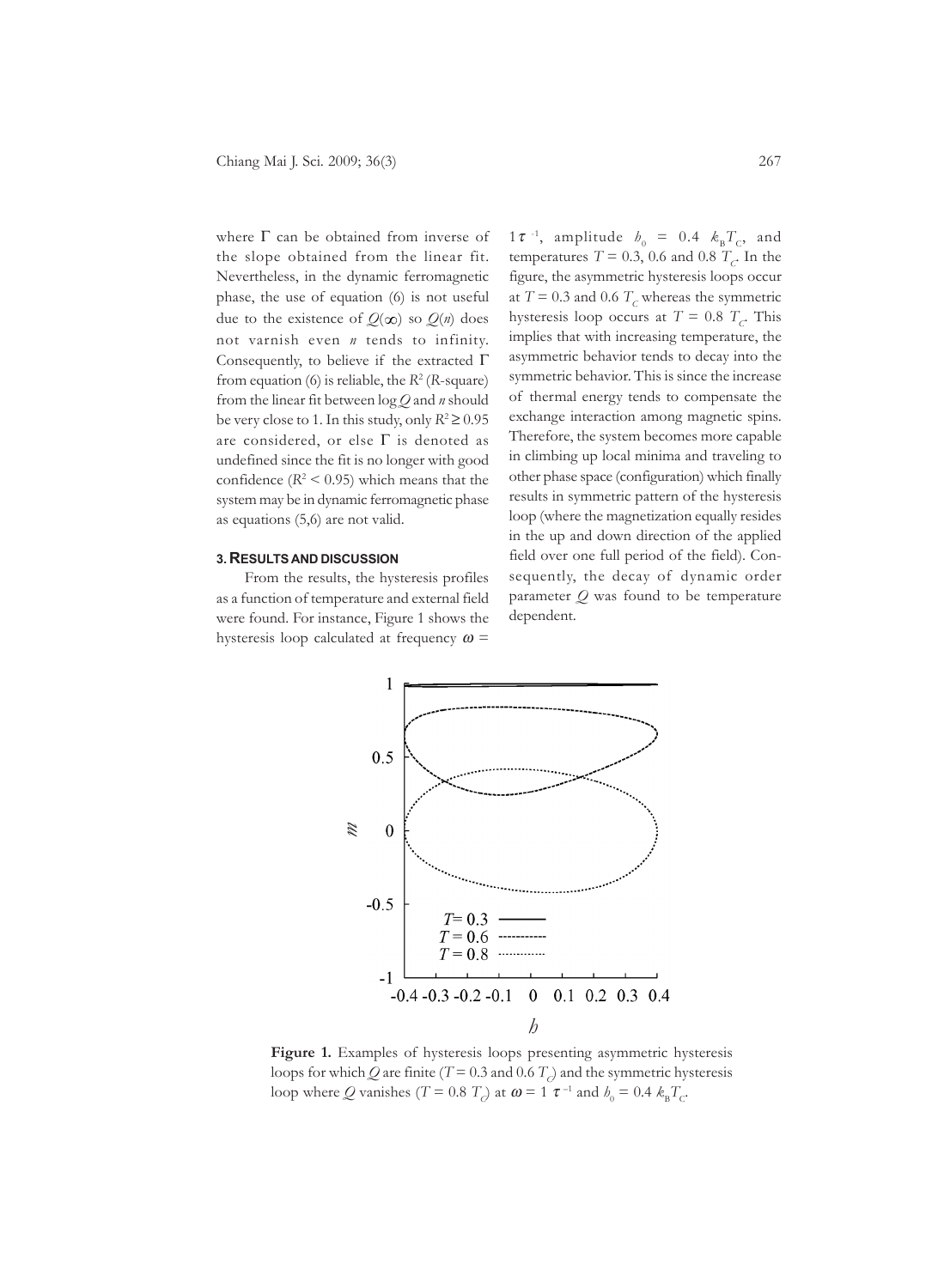where Γ can be obtained from inverse of the slope obtained from the linear fit. Nevertheless, in the dynamic ferromagnetic phase, the use of equation (6) is not useful due to the existence of $Q(\infty)$ so $Q(n)$ does not varnish even $n$ tends to infinity. Consequently, to believe if the extracted Γ from equation (6) is reliable, the $R^2$ ($R$-square) from the linear fit between $\log Q$ and $n$ should be very close to 1. In this study, only $R^2 \geq 0.95$ are considered, or else Γ is denoted as undefined since the fit is no longer with good confidence ($R^2 < 0.95$) which means that the system may be in dynamic ferromagnetic phase as equations (5,6) are not valid.

### 3. Results and Discussion

From the results, the hysteresis profiles as a function of temperature and external field were found. For instance, Figure 1 shows the hysteresis loop calculated at frequency $\omega = 1\tau^{-1}$, amplitude $h_0 = 0.4\ k_B T_C$, and temperatures $T = 0.3$, 0.6 and 0.8 $T_C$. In the figure, the asymmetric hysteresis loops occur at $T = 0.3$ and 0.6 $T_C$ whereas the symmetric hysteresis loop occurs at $T = 0.8\ T_C$. This implies that with increasing temperature, the asymmetric behavior tends to decay into the symmetric behavior. This is since the increase of thermal energy tends to compensate the exchange interaction among magnetic spins. Therefore, the system becomes more capable in climbing up local minima and traveling to other phase space (configuration) which finally results in symmetric pattern of the hysteresis loop (where the magnetization equally resides in the up and down direction of the applied field over one full period of the field). Consequently, the decay of dynamic order parameter $Q$ was found to be temperature dependent.

**Figure 1.** Examples of hysteresis loops presenting asymmetric hysteresis loops for which $Q$ are finite ($T = 0.3$ and 0.6 $T_C$) and the symmetric hysteresis loop where $Q$ vanishes ($T = 0.8\ T_C$) at $\omega = 1\ \tau^{-1}$ and $h_0 = 0.4\ k_B T_C$.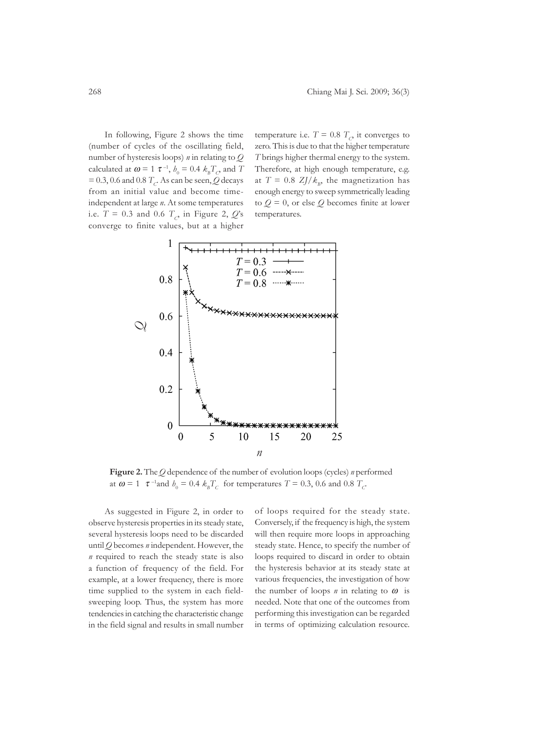In following, Figure 2 shows the time (number of cycles of the oscillating field, number of hysteresis loops) $n$ in relating to $Q$ calculated at $\omega = 1\ \tau^{-1}$, $h_0 = 0.4\ k_B T_C$, and $T = 0.3$, 0.6 and 0.8 $T_C$. As can be seen, $Q$ decays from an initial value and become time-independent at large $n$. At some temperatures i.e. $T = 0.3$ and 0.6 $T_C$, in Figure 2, $Q$'s converge to finite values, but at a higher temperature i.e. $T = 0.8\ T_C$, it converges to zero. This is due to that the higher temperature $T$ brings higher thermal energy to the system. Therefore, at high enough temperature, e.g. at $T = 0.8\ ZJ/k_B$, the magnetization has enough energy to sweep symmetrically leading to $Q = 0$, or else $Q$ becomes finite at lower temperatures.

**Figure 2.** The $Q$ dependence of the number of evolution loops (cycles) $n$ performed at $\omega = 1\ \tau^{-1}$and $h_0 = 0.4\ k_B T_C$ for temperatures $T = 0.3$, 0.6 and 0.8 $T_C$.

As suggested in Figure 2, in order to observe hysteresis properties in its steady state, several hysteresis loops need to be discarded until $Q$ becomes $n$ independent. However, the $n$ required to reach the steady state is also a function of frequency of the field. For example, at a lower frequency, there is more time supplied to the system in each field-sweeping loop. Thus, the system has more tendencies in catching the characteristic change in the field signal and results in small number of loops required for the steady state. Conversely, if the frequency is high, the system will then require more loops in approaching steady state. Hence, to specify the number of loops required to discard in order to obtain the hysteresis behavior at its steady state at various frequencies, the investigation of how the number of loops $n$ in relating to $\omega$ is needed. Note that one of the outcomes from performing this investigation can be regarded in terms of optimizing calculation resource.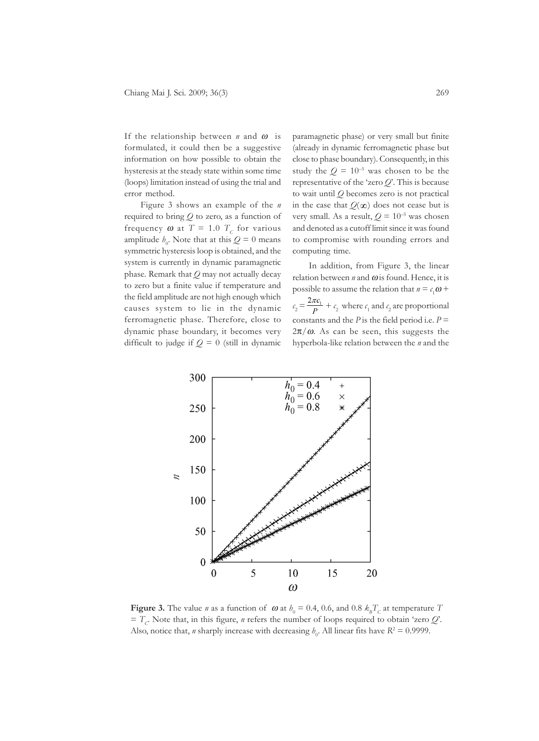If the relationship between $n$ and $\omega$ is formulated, it could then be a suggestive information on how possible to obtain the hysteresis at the steady state within some time (loops) limitation instead of using the trial and error method.

Figure 3 shows an example of the $n$ required to bring $Q$ to zero, as a function of frequency $\omega$ at $T = 1.0\ T_C$ for various amplitude $h_0$. Note that at this $Q = 0$ means symmetric hysteresis loop is obtained, and the system is currently in dynamic paramagnetic phase. Remark that $Q$ may not actually decay to zero but a finite value if temperature and the field amplitude are not high enough which causes system to lie in the dynamic ferromagnetic phase. Therefore, close to dynamic phase boundary, it becomes very difficult to judge if $Q = 0$ (still in dynamic paramagnetic phase) or very small but finite (already in dynamic ferromagnetic phase but close to phase boundary). Consequently, in this study the $Q = 10^{-5}$ was chosen to be the representative of the 'zero $Q$'. This is because to wait until $Q$ becomes zero is not practical in the case that $Q(\infty)$ does not cease but is very small. As a result, $Q = 10^{-5}$ was chosen and denoted as a cutoff limit since it was found to compromise with rounding errors and computing time.

In addition, from Figure 3, the linear relation between $n$ and $\omega$ is found. Hence, it is possible to assume the relation that $n = c_1\omega + c_2 = \frac{2\pi c_1}{P} + c_2$ where $c_1$ and $c_2$ are proportional constants and the $P$ is the field period i.e. $P = 2\pi/\omega$. As can be seen, this suggests the hyperbola-like relation between the $n$ and the

**Figure 3.** The value $n$ as a function of $\omega$ at $h_0 = 0.4$, 0.6, and 0.8 $k_BT_C$ at temperature $T = T_C$. Note that, in this figure, $n$ refers the number of loops required to obtain 'zero $Q$'. Also, notice that, $n$ sharply increase with decreasing $h_0$. All linear fits have $R^2 = 0.9999$.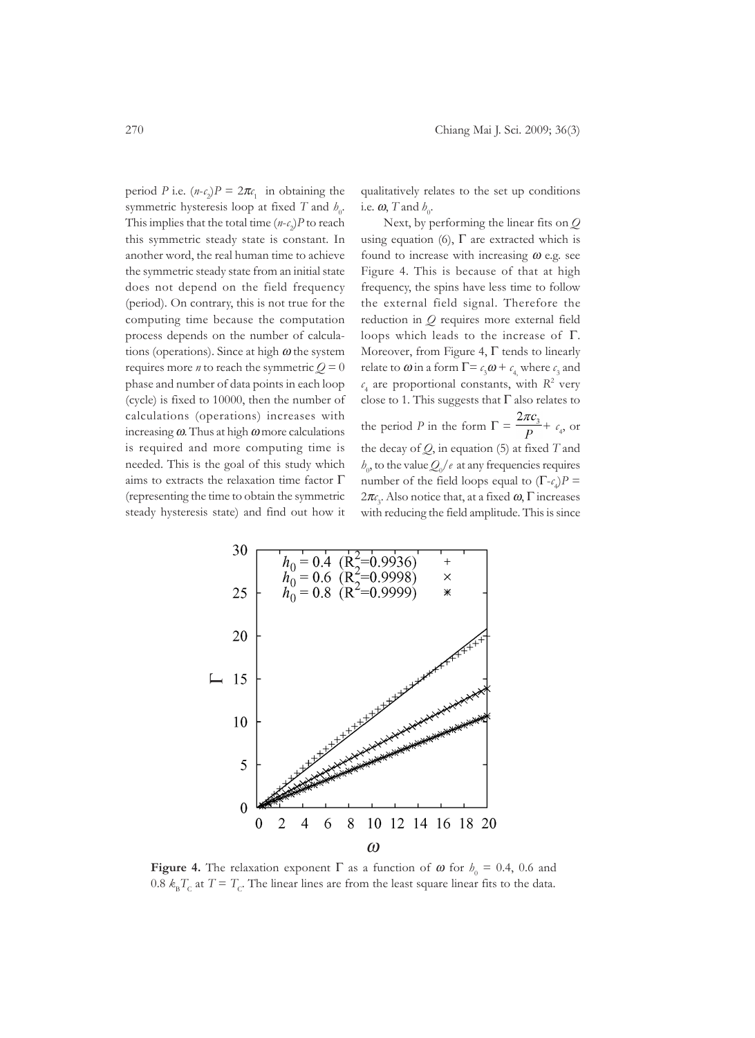period $P$ i.e. $(n-c_2)P = 2\pi c_1$ in obtaining the symmetric hysteresis loop at fixed $T$ and $h_0$. This implies that the total time $(n-c_2)P$ to reach this symmetric steady state is constant. In another word, the real human time to achieve the symmetric steady state from an initial state does not depend on the field frequency (period). On contrary, this is not true for the computing time because the computation process depends on the number of calculations (operations). Since at high $\omega$ the system requires more $n$ to reach the symmetric $Q = 0$ phase and number of data points in each loop (cycle) is fixed to 10000, then the number of calculations (operations) increases with increasing $\omega$. Thus at high $\omega$ more calculations is required and more computing time is needed. This is the goal of this study which aims to extracts the relaxation time factor $\Gamma$ (representing the time to obtain the symmetric steady hysteresis state) and find out how it qualitatively relates to the set up conditions i.e. $\omega$, $T$ and $h_0$.

Next, by performing the linear fits on $Q$ using equation (6), $\Gamma$ are extracted which is found to increase with increasing $\omega$ e.g. see Figure 4. This is because of that at high frequency, the spins have less time to follow the external field signal. Therefore the reduction in $Q$ requires more external field loops which leads to the increase of $\Gamma$. Moreover, from Figure 4, $\Gamma$ tends to linearly relate to $\omega$ in a form $\Gamma = c_3\omega + c_4$, where $c_3$ and $c_4$ are proportional constants, with $R^2$ very close to 1. This suggests that $\Gamma$ also relates to the period $P$ in the form $\Gamma = \dfrac{2\pi c_3}{P} + c_4$, or the decay of $Q$, in equation (5) at fixed $T$ and $h_0$, to the value $Q_0/e$ at any frequencies requires number of the field loops equal to $(\Gamma - c_4)P = 2\pi c_3$. Also notice that, at a fixed $\omega$, $\Gamma$ increases with reducing the field amplitude. This is since

**Figure 4.** The relaxation exponent $\Gamma$ as a function of $\omega$ for $h_0$ = 0.4, 0.6 and 0.8 $k_B T_C$ at $T = T_C$. The linear lines are from the least square linear fits to the data.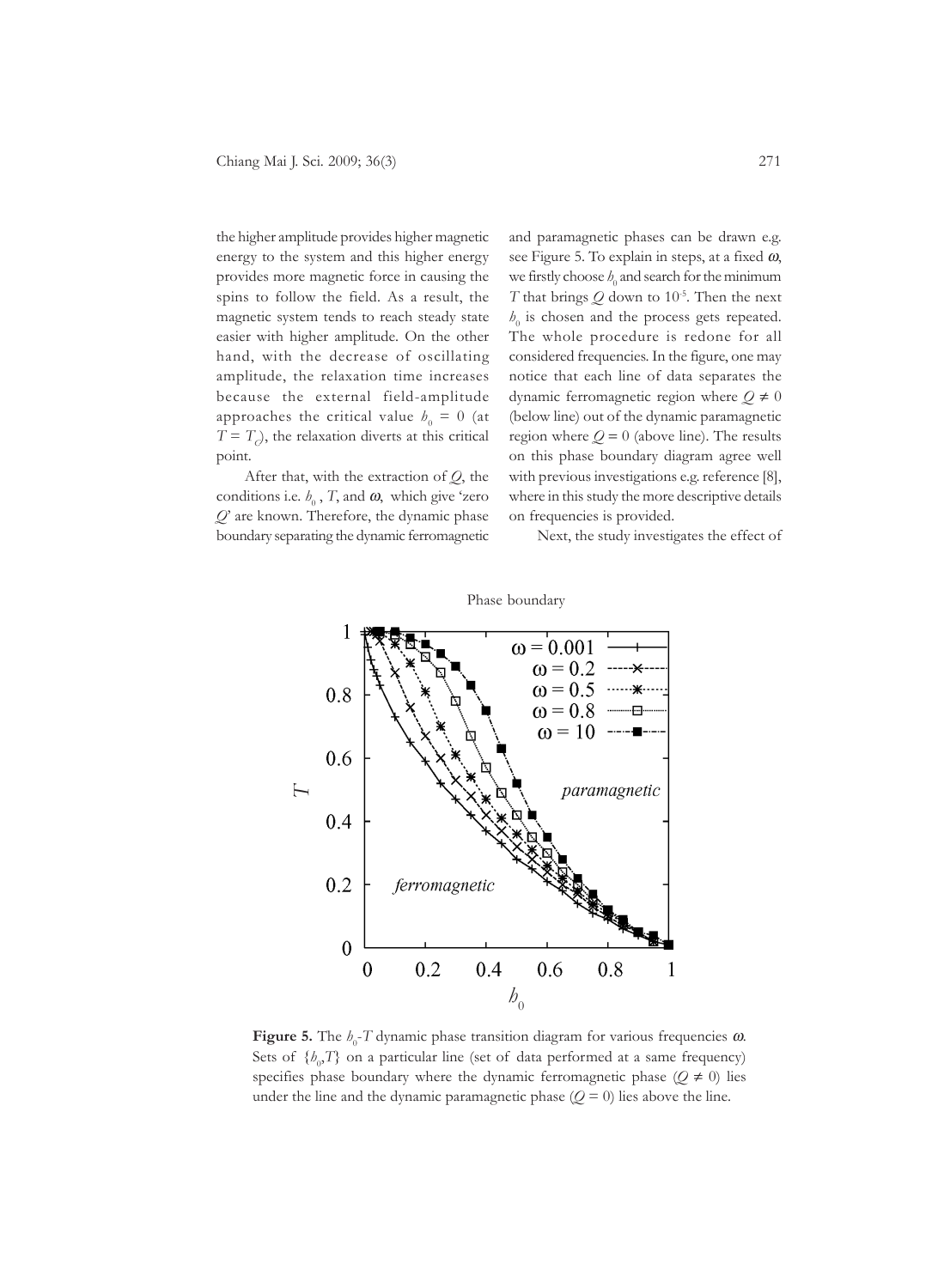the higher amplitude provides higher magnetic energy to the system and this higher energy provides more magnetic force in causing the spins to follow the field. As a result, the magnetic system tends to reach steady state easier with higher amplitude. On the other hand, with the decrease of oscillating amplitude, the relaxation time increases because the external field-amplitude approaches the critical value $h_0 = 0$ (at $T = T_c$), the relaxation diverts at this critical point.

After that, with the extraction of $Q$, the conditions i.e. $h_0$, $T$, and $\omega$, which give 'zero $Q$' are known. Therefore, the dynamic phase boundary separating the dynamic ferromagnetic and paramagnetic phases can be drawn e.g. see Figure 5. To explain in steps, at a fixed $\omega$, we firstly choose $h_0$ and search for the minimum $T$ that brings $Q$ down to $10^{-5}$. Then the next $h_0$ is chosen and the process gets repeated. The whole procedure is redone for all considered frequencies. In the figure, one may notice that each line of data separates the dynamic ferromagnetic region where $Q \neq 0$ (below line) out of the dynamic paramagnetic region where $Q = 0$ (above line). The results on this phase boundary diagram agree well with previous investigations e.g. reference [8], where in this study the more descriptive details on frequencies is provided.

Next, the study investigates the effect of

**Figure 5.** The $h_0$-$T$ dynamic phase transition diagram for various frequencies $\omega$. Sets of $\{h_0,T\}$ on a particular line (set of data performed at a same frequency) specifies phase boundary where the dynamic ferromagnetic phase ($Q \neq 0$) lies under the line and the dynamic paramagnetic phase ($Q = 0$) lies above the line.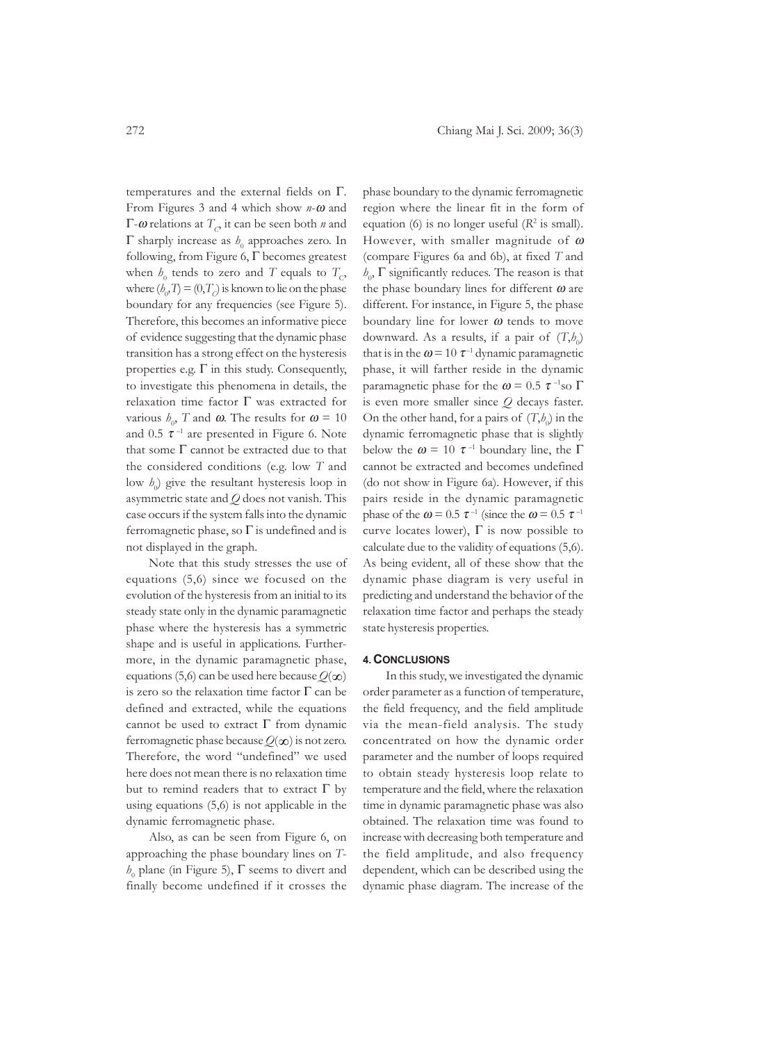temperatures and the external fields on $\Gamma$. From Figures 3 and 4 which show $n$-$\omega$ and $\Gamma$-$\omega$ relations at $T_C$, it can be seen both $n$ and $\Gamma$ sharply increase as $b_0$ approaches zero. In following, from Figure 6, $\Gamma$ becomes greatest when $b_0$ tends to zero and $T$ equals to $T_C$, where $(b_0,T) = (0,T_C)$ is known to lie on the phase boundary for any frequencies (see Figure 5). Therefore, this becomes an informative piece of evidence suggesting that the dynamic phase transition has a strong effect on the hysteresis properties e.g. $\Gamma$ in this study. Consequently, to investigate this phenomena in details, the relaxation time factor $\Gamma$ was extracted for various $b_0$, $T$ and $\omega$. The results for $\omega = 10$ and $0.5\ \tau^{-1}$ are presented in Figure 6. Note that some $\Gamma$ cannot be extracted due to that the considered conditions (e.g. low $T$ and low $b_0$) give the resultant hysteresis loop in asymmetric state and $Q$ does not vanish. This case occurs if the system falls into the dynamic ferromagnetic phase, so $\Gamma$ is undefined and is not displayed in the graph.

Note that this study stresses the use of equations (5,6) since we focused on the evolution of the hysteresis from an initial to its steady state only in the dynamic paramagnetic phase where the hysteresis has a symmetric shape and is useful in applications. Furthermore, in the dynamic paramagnetic phase, equations (5,6) can be used here because $Q(\infty)$ is zero so the relaxation time factor $\Gamma$ can be defined and extracted, while the equations cannot be used to extract $\Gamma$ from dynamic ferromagnetic phase because $Q(\infty)$ is not zero. Therefore, the word "undefined" we used here does not mean there is no relaxation time but to remind readers that to extract $\Gamma$ by using equations (5,6) is not applicable in the dynamic ferromagnetic phase.

Also, as can be seen from Figure 6, on approaching the phase boundary lines on $T$-$b_0$ plane (in Figure 5), $\Gamma$ seems to divert and finally become undefined if it crosses the phase boundary to the dynamic ferromagnetic region where the linear fit in the form of equation (6) is no longer useful ($R^2$ is small). However, with smaller magnitude of $\omega$ (compare Figures 6a and 6b), at fixed $T$ and $b_0$, $\Gamma$ significantly reduces. The reason is that the phase boundary lines for different $\omega$ are different. For instance, in Figure 5, the phase boundary line for lower $\omega$ tends to move downward. As a results, if a pair of $(T,b_0)$ that is in the $\omega = 10\ \tau^{-1}$ dynamic paramagnetic phase, it will farther reside in the dynamic paramagnetic phase for the $\omega = 0.5\ \tau^{-1}$so $\Gamma$ is even more smaller since $Q$ decays faster. On the other hand, for a pairs of $(T,b_0)$ in the dynamic ferromagnetic phase that is slightly below the $\omega = 10\ \tau^{-1}$ boundary line, the $\Gamma$ cannot be extracted and becomes undefined (do not show in Figure 6a). However, if this pairs reside in the dynamic paramagnetic phase of the $\omega = 0.5\ \tau^{-1}$ (since the $\omega = 0.5\ \tau^{-1}$ curve locates lower), $\Gamma$ is now possible to calculate due to the validity of equations (5,6). As being evident, all of these show that the dynamic phase diagram is very useful in predicting and understand the behavior of the relaxation time factor and perhaps the steady state hysteresis properties.

## 4. Conclusions

In this study, we investigated the dynamic order parameter as a function of temperature, the field frequency, and the field amplitude via the mean-field analysis. The study concentrated on how the dynamic order parameter and the number of loops required to obtain steady hysteresis loop relate to temperature and the field, where the relaxation time in dynamic paramagnetic phase was also obtained. The relaxation time was found to increase with decreasing both temperature and the field amplitude, and also frequency dependent, which can be described using the dynamic phase diagram. The increase of the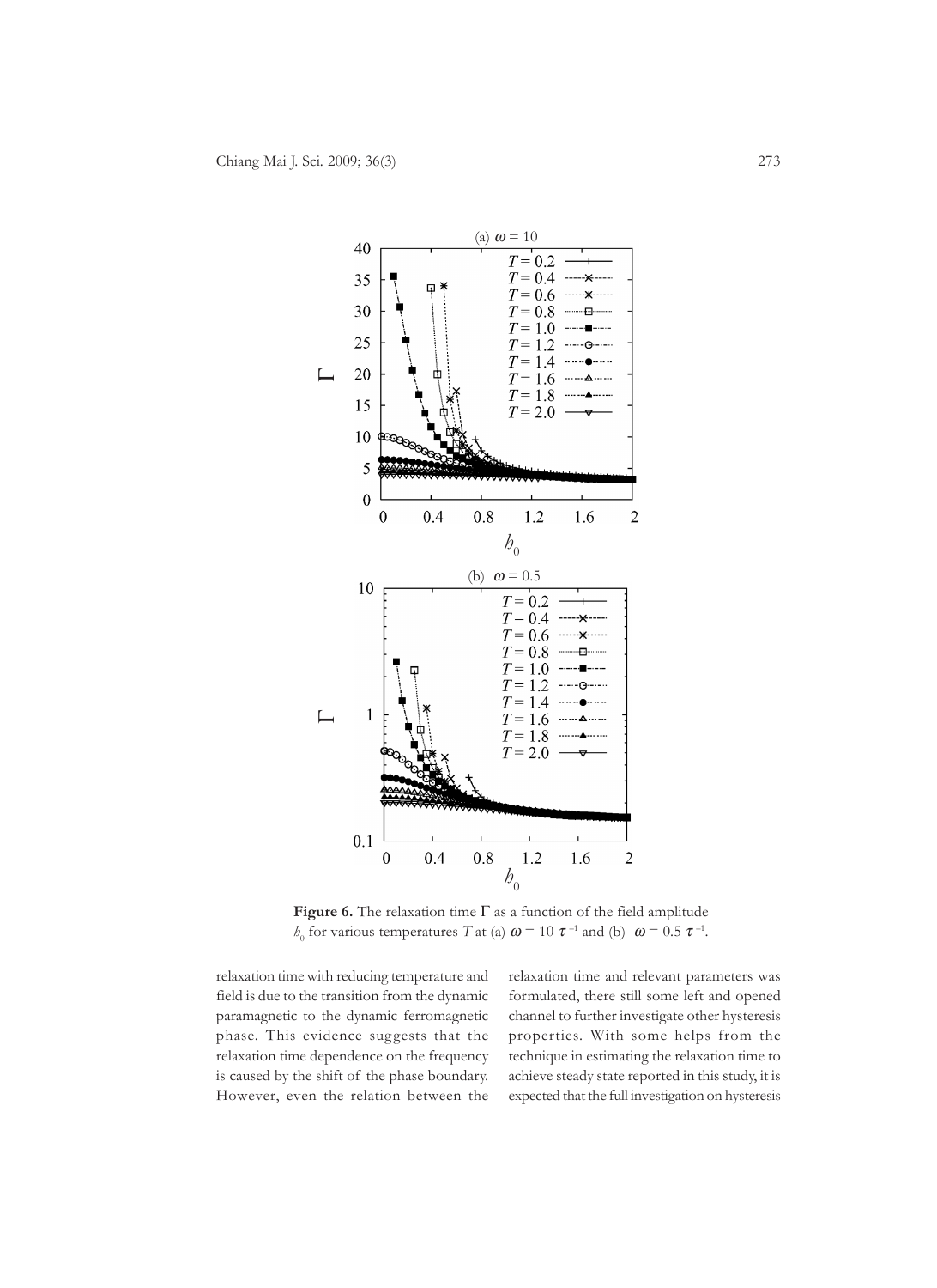**Figure 6.** The relaxation time $\Gamma$ as a function of the field amplitude $h_0$ for various temperatures $T$ at (a) $\omega = 10\ \tau^{-1}$ and (b) $\omega = 0.5\ \tau^{-1}$.

relaxation time with reducing temperature and field is due to the transition from the dynamic paramagnetic to the dynamic ferromagnetic phase. This evidence suggests that the relaxation time dependence on the frequency is caused by the shift of the phase boundary. However, even the relation between the relaxation time and relevant parameters was formulated, there still some left and opened channel to further investigate other hysteresis properties. With some helps from the technique in estimating the relaxation time to achieve steady state reported in this study, it is expected that the full investigation on hysteresis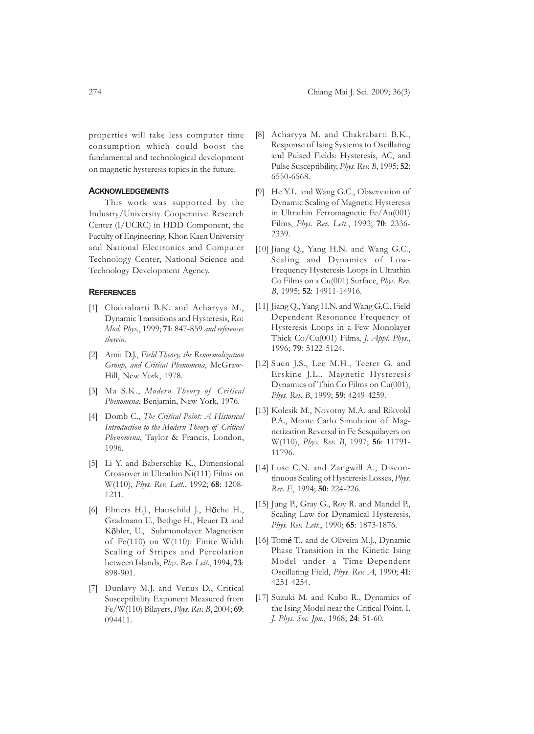properties will take less computer time consumption which could boost the fundamental and technological development on magnetic hysteresis topics in the future.

## ACKNOWLEDGEMENTS

This work was supported by the Industry/University Cooperative Research Center (I/UCRC) in HDD Component, the Faculty of Engineering, Khon Kaen University and National Electronics and Computer Technology Center, National Science and Technology Development Agency.

## REFERENCES

[1] Chakrabarti B.K. and Acharyya M., Dynamic Transitions and Hysteresis, *Rev. Mod. Phys.*, 1999; **71**: 847-859 *and references therein*.

[2] Amit D.J., *Field Theory, the Renormalization Group, and Critical Phenomena*, McGraw-Hill, New York, 1978.

[3] Ma S.K., *Modern Theory of Critical Phenomena*, Benjamin, New York, 1976.

[4] Domb C., *The Critical Point: A Historical Introduction to the Modern Theory of Critical Phenomena*, Taylor & Francis, London, 1996.

[5] Li Y. and Baberschke K., Dimensional Crossover in Ultrathin Ni(111) Films on W(110), *Phys. Rev. Lett.*, 1992; **68**: 1208-1211.

[6] Elmers H.J., Hauschild J., Höche H., Gradmann U., Bethge H., Heuer D. and Köhler, U., Submonolayer Magnetism of Fe(110) on W(110): Finite Width Scaling of Stripes and Percolation between Islands, *Phys. Rev. Lett.*, 1994; **73**: 898-901.

[7] Dunlavy M.J. and Venus D., Critical Susceptibility Exponent Measured from Fe/W(110) Bilayers, *Phys. Rev. B*, 2004; **69**: 094411.

[8] Acharyya M. and Chakrabarti B.K., Response of Ising Systems to Oscillating and Pulsed Fields: Hysteresis, AC, and Pulse Susceptibility, *Phys. Rev. B*, 1995; **52**: 6550-6568.

[9] He Y.L. and Wang G.C., Observation of Dynamic Scaling of Magnetic Hysteresis in Ultrathin Ferromagnetic Fe/Au(001) Films, *Phys. Rev. Lett.*, 1993; **70**: 2336-2339.

[10] Jiang Q., Yang H.N. and Wang G.C., Scaling and Dynamics of Low-Frequency Hysteresis Loops in Ultrathin Co Films on a Cu(001) Surface, *Phys. Rev. B*, 1995; **52**: 14911-14916.

[11] Jiang Q., Yang H.N. and Wang G.C., Field Dependent Resonance Frequency of Hysteresis Loops in a Few Monolayer Thick Co/Cu(001) Films, *J. Appl. Phys.*, 1996; **79**: 5122-5124.

[12] Suen J.S., Lee M.H., Teeter G. and Erskine J.L., Magnetic Hysteresis Dynamics of Thin Co Films on Cu(001), *Phys. Rev. B*, 1999; **59**: 4249-4259.

[13] Kolesik M., Novotny M.A. and Rikvold P.A., Monte Carlo Simulation of Magnetization Reversal in Fe Sesquilayers on W(110), *Phys. Rev. B*, 1997; **56**: 11791-11796.

[14] Luse C.N. and Zangwill A., Discontinuous Scaling of Hysteresis Losses, *Phys. Rev. E*, 1994; **50**: 224-226.

[15] Jung P., Gray G., Roy R. and Mandel P., Scaling Law for Dynamical Hysteresis, *Phys. Rev. Lett.*, 1990; **65**: 1873-1876.

[16] Tomé T., and de Oliveira M.J., Dynamic Phase Transition in the Kinetic Ising Model under a Time-Dependent Oscillating Field, *Phys. Rev. A*, 1990; **41**: 4251-4254.

[17] Suzuki M. and Kubo R., Dynamics of the Ising Model near the Critical Point. I, *J. Phys. Soc. Jpn.*, 1968; **24**: 51-60.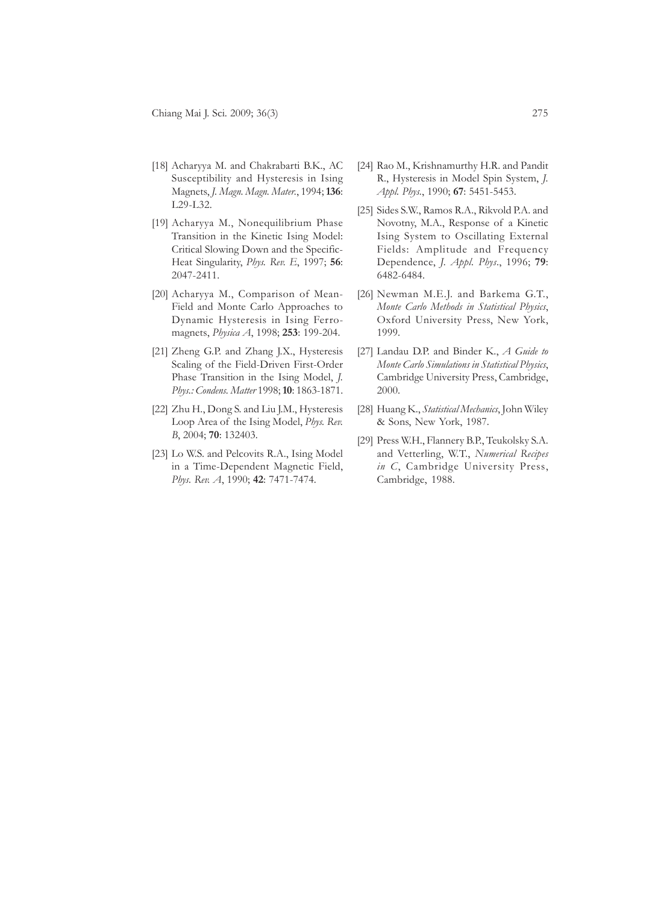[18] Acharyya M. and Chakrabarti B.K., AC Susceptibility and Hysteresis in Ising Magnets, *J. Magn. Magn. Mater.*, 1994; **136**: L29-L32.

[19] Acharyya M., Nonequilibrium Phase Transition in the Kinetic Ising Model: Critical Slowing Down and the Specific-Heat Singularity, *Phys. Rev. E*, 1997; **56**: 2047-2411.

[20] Acharyya M., Comparison of Mean-Field and Monte Carlo Approaches to Dynamic Hysteresis in Ising Ferromagnets, *Physica A*, 1998; **253**: 199-204.

[21] Zheng G.P. and Zhang J.X., Hysteresis Scaling of the Field-Driven First-Order Phase Transition in the Ising Model, *J. Phys.: Condens. Matter* 1998; **10**: 1863-1871.

[22] Zhu H., Dong S. and Liu J.M., Hysteresis Loop Area of the Ising Model, *Phys. Rev. B*, 2004; **70**: 132403.

[23] Lo W.S. and Pelcovits R.A., Ising Model in a Time-Dependent Magnetic Field, *Phys. Rev. A*, 1990; **42**: 7471-7474.

[24] Rao M., Krishnamurthy H.R. and Pandit R., Hysteresis in Model Spin System, *J. Appl. Phys.*, 1990; **67**: 5451-5453.

[25] Sides S.W., Ramos R.A., Rikvold P.A. and Novotny, M.A., Response of a Kinetic Ising System to Oscillating External Fields: Amplitude and Frequency Dependence, *J. Appl. Phys.*, 1996; **79**: 6482-6484.

[26] Newman M.E.J. and Barkema G.T., *Monte Carlo Methods in Statistical Physics*, Oxford University Press, New York, 1999.

[27] Landau D.P. and Binder K., *A Guide to Monte Carlo Simulations in Statistical Physics*, Cambridge University Press, Cambridge, 2000.

[28] Huang K., *Statistical Mechanics*, John Wiley & Sons, New York, 1987.

[29] Press W.H., Flannery B.P., Teukolsky S.A. and Vetterling, W.T., *Numerical Recipes in C*, Cambridge University Press, Cambridge, 1988.